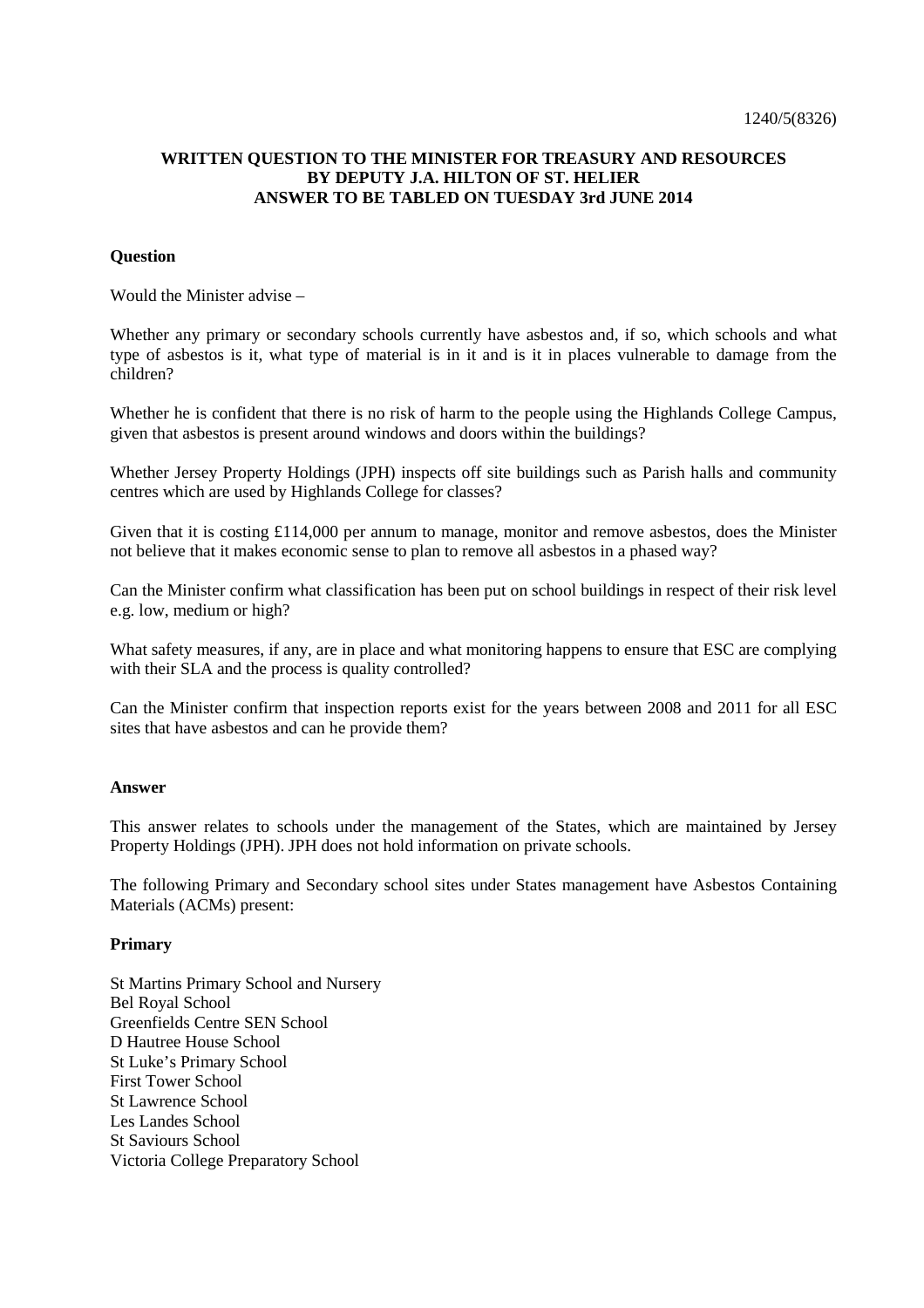1240/5(8326)

**WRITTEN QUESTION TO THE MINISTER FOR TREASURY AND RESOURCES BY DEPUTY J.A. HILTON OF ST. HELIER ANSWER TO BE TABLED ON TUESDAY 3rd JUNE 2014**

**Question**

Would the Minister advise –

Whether any primary or secondary schools currently have asbestos and, if so, which schools and what type of asbestos is it, what type of material is in it and is it in places vulnerable to damage from the children?

Whether he is confident that there is no risk of harm to the people using the Highlands College Campus, given that asbestos is present around windows and doors within the buildings?

Whether Jersey Property Holdings (JPH) inspects off site buildings such as Parish halls and community centres which are used by Highlands College for classes?

Given that it is costing £114,000 per annum to manage, monitor and remove asbestos, does the Minister not believe that it makes economic sense to plan to remove all asbestos in a phased way?

Can the Minister confirm what classification has been put on school buildings in respect of their risk level e.g. low, medium or high?

What safety measures, if any, are in place and what monitoring happens to ensure that ESC are complying with their SLA and the process is quality controlled?

Can the Minister confirm that inspection reports exist for the years between 2008 and 2011 for all ESC sites that have asbestos and can he provide them?

**Answer**

This answer relates to schools under the management of the States, which are maintained by Jersey Property Holdings (JPH). JPH does not hold information on private schools.

The following Primary and Secondary school sites under States management have Asbestos Containing Materials (ACMs) present:

**Primary**

St Martins Primary School and Nursery
Bel Royal School
Greenfields Centre SEN School
D Hautree House School
St Luke's Primary School
First Tower School
St Lawrence School
Les Landes School
St Saviours School
Victoria College Preparatory School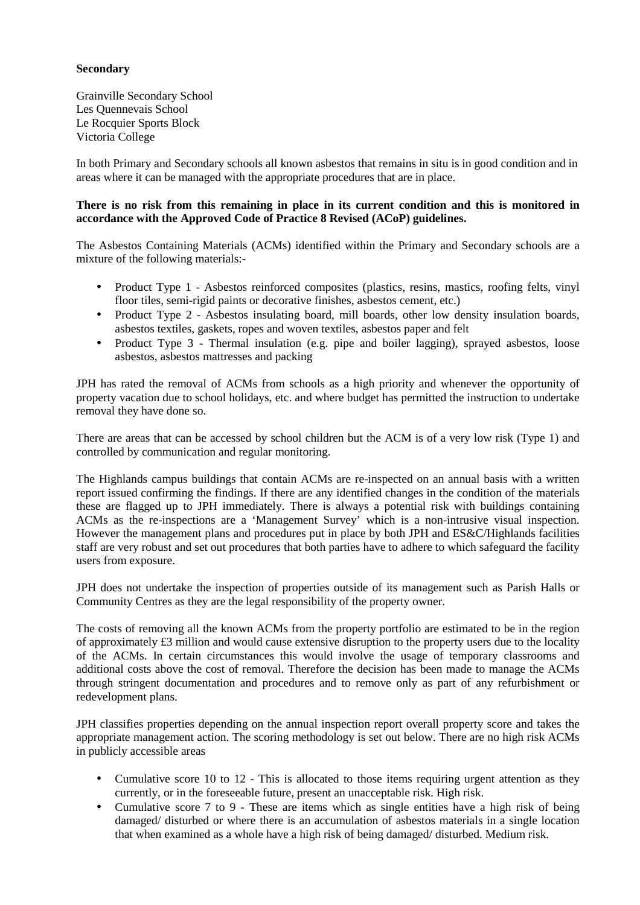**Secondary**

Grainville Secondary School
Les Quennevais School
Le Rocquier Sports Block
Victoria College

In both Primary and Secondary schools all known asbestos that remains in situ is in good condition and in areas where it can be managed with the appropriate procedures that are in place.

**There is no risk from this remaining in place in its current condition and this is monitored in accordance with the Approved Code of Practice 8 Revised (ACoP) guidelines.**

The Asbestos Containing Materials (ACMs) identified within the Primary and Secondary schools are a mixture of the following materials:-

- Product Type 1 - Asbestos reinforced composites (plastics, resins, mastics, roofing felts, vinyl floor tiles, semi-rigid paints or decorative finishes, asbestos cement, etc.)
- Product Type 2 - Asbestos insulating board, mill boards, other low density insulation boards, asbestos textiles, gaskets, ropes and woven textiles, asbestos paper and felt
- Product Type 3 - Thermal insulation (e.g. pipe and boiler lagging), sprayed asbestos, loose asbestos, asbestos mattresses and packing

JPH has rated the removal of ACMs from schools as a high priority and whenever the opportunity of property vacation due to school holidays, etc. and where budget has permitted the instruction to undertake removal they have done so.

There are areas that can be accessed by school children but the ACM is of a very low risk (Type 1) and controlled by communication and regular monitoring.

The Highlands campus buildings that contain ACMs are re-inspected on an annual basis with a written report issued confirming the findings. If there are any identified changes in the condition of the materials these are flagged up to JPH immediately. There is always a potential risk with buildings containing ACMs as the re-inspections are a 'Management Survey' which is a non-intrusive visual inspection. However the management plans and procedures put in place by both JPH and ES&C/Highlands facilities staff are very robust and set out procedures that both parties have to adhere to which safeguard the facility users from exposure.

JPH does not undertake the inspection of properties outside of its management such as Parish Halls or Community Centres as they are the legal responsibility of the property owner.

The costs of removing all the known ACMs from the property portfolio are estimated to be in the region of approximately £3 million and would cause extensive disruption to the property users due to the locality of the ACMs. In certain circumstances this would involve the usage of temporary classrooms and additional costs above the cost of removal. Therefore the decision has been made to manage the ACMs through stringent documentation and procedures and to remove only as part of any refurbishment or redevelopment plans.

JPH classifies properties depending on the annual inspection report overall property score and takes the appropriate management action. The scoring methodology is set out below. There are no high risk ACMs in publicly accessible areas

- Cumulative score 10 to 12 - This is allocated to those items requiring urgent attention as they currently, or in the foreseeable future, present an unacceptable risk. High risk.
- Cumulative score 7 to 9 - These are items which as single entities have a high risk of being damaged/ disturbed or where there is an accumulation of asbestos materials in a single location that when examined as a whole have a high risk of being damaged/ disturbed. Medium risk.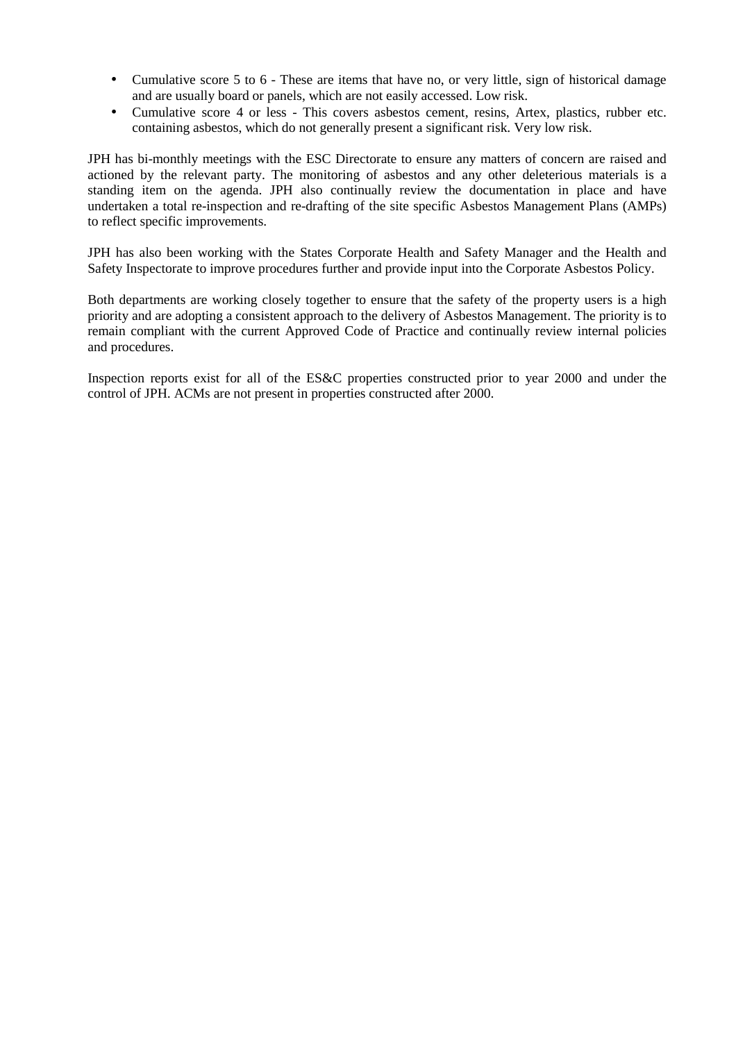- Cumulative score 5 to 6 - These are items that have no, or very little, sign of historical damage and are usually board or panels, which are not easily accessed. Low risk.
- Cumulative score 4 or less - This covers asbestos cement, resins, Artex, plastics, rubber etc. containing asbestos, which do not generally present a significant risk. Very low risk.

JPH has bi-monthly meetings with the ESC Directorate to ensure any matters of concern are raised and actioned by the relevant party. The monitoring of asbestos and any other deleterious materials is a standing item on the agenda. JPH also continually review the documentation in place and have undertaken a total re-inspection and re-drafting of the site specific Asbestos Management Plans (AMPs) to reflect specific improvements.

JPH has also been working with the States Corporate Health and Safety Manager and the Health and Safety Inspectorate to improve procedures further and provide input into the Corporate Asbestos Policy.

Both departments are working closely together to ensure that the safety of the property users is a high priority and are adopting a consistent approach to the delivery of Asbestos Management. The priority is to remain compliant with the current Approved Code of Practice and continually review internal policies and procedures.

Inspection reports exist for all of the ES&C properties constructed prior to year 2000 and under the control of JPH. ACMs are not present in properties constructed after 2000.